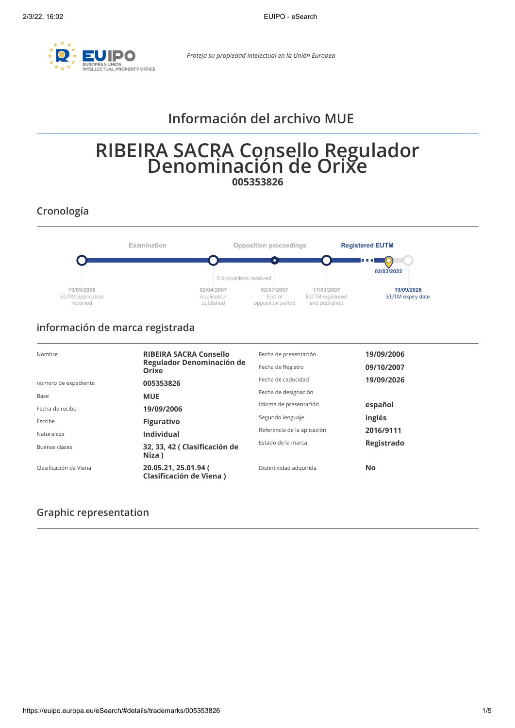*Proteja su propiedad intelectual en la Unión Europea*

# Información del archivo MUE

# RIBEIRA SACRA Consello Regulador Denominación de Orixe

**005353826**

## Cronología

Examination — Opposition proceedings — Registered EUTM

- 19/09/2006 EUTM application received
- 02/04/2007 Application published
- 0 oppositions received
- 02/07/2007 End of opposition period
- 17/09/2007 EUTM registered and published
- 02/03/2022
- 19/09/2026 EUTM expiry date

## información de marca registrada

| | | | |
|---|---|---|---|
| Nombre | **RIBEIRA SACRA Consello Regulador Denominación de Orixe** | Fecha de presentación | **19/09/2006** |
| número de expediente | **005353826** | Fecha de Registro | **09/10/2007** |
| Base | **MUE** | Fecha de caducidad | **19/09/2026** |
| Fecha de recibo | **19/09/2006** | Fecha de designación | |
| Escribe | **Figurativo** | Idioma de presentación | **español** |
| Naturaleza | **Individual** | Segundo lenguaje | **inglés** |
| Buenas clases | **32, 33, 42 ( Clasificación de Niza )** | Referencia de la aplicación | **2016/9111** |
| | | Estado de la marca | **Registrado** |
| Clasificación de Viena | **20.05.21, 25.01.94 ( Clasificación de Viena )** | Distintividad adquirida | **No** |

## Graphic representation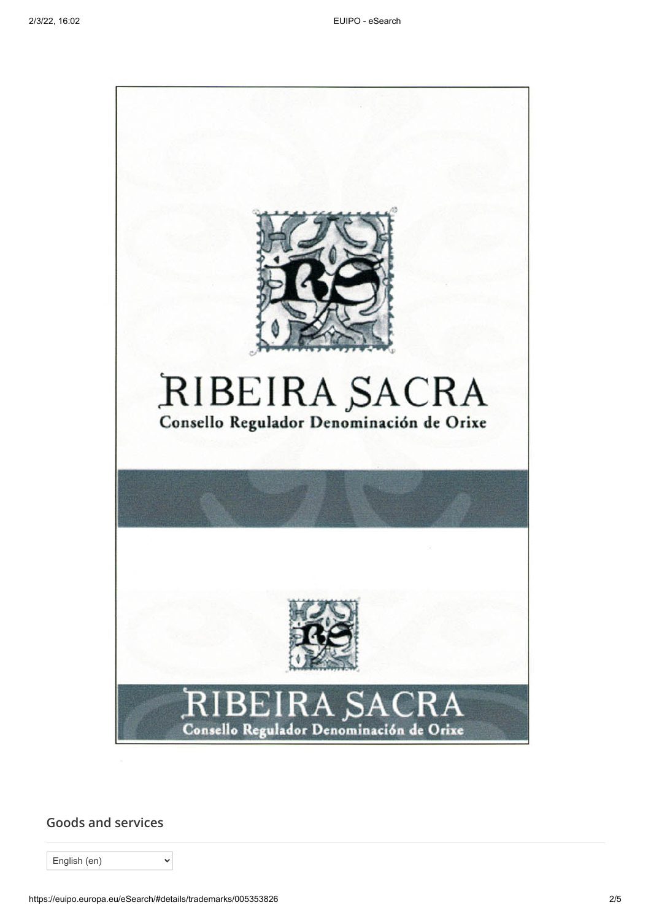RIBEIRA SACRA
Consello Regulador Denominación de Orixe

RIBEIRA SACRA
Consello Regulador Denominación de Orixe

## Goods and services

English (en)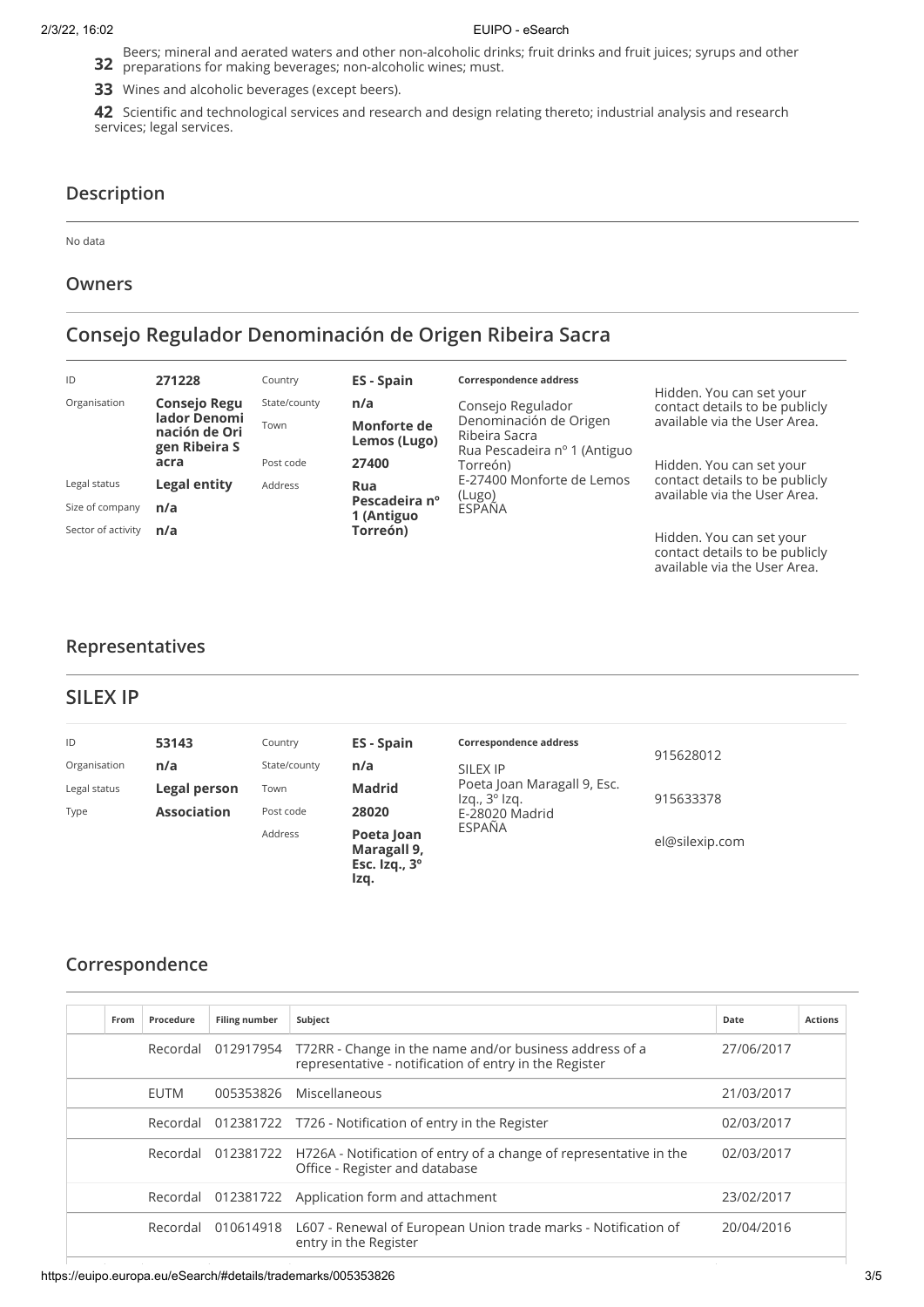**32** Beers; mineral and aerated waters and other non-alcoholic drinks; fruit drinks and fruit juices; syrups and other preparations for making beverages; non-alcoholic wines; must.

**33** Wines and alcoholic beverages (except beers).

**42** Scientific and technological services and research and design relating thereto; industrial analysis and research services; legal services.

## Description

No data

## Owners

## Consejo Regulador Denominación de Origen Ribeira Sacra

| | | | | | |
|---|---|---|---|---|---|
| ID | **271228** | Country | **ES - Spain** | **Correspondence address** | Hidden. You can set your contact details to be publicly available via the User Area. |
| Organisation | **Consejo Regulador Denominación de Origen Ribeira Sacra** | State/county | **n/a** | Consejo Regulador Denominación de Origen Ribeira Sacra Rua Pescadeira nº 1 (Antiguo Torreón) E-27400 Monforte de Lemos (Lugo) ESPAÑA | Hidden. You can set your contact details to be publicly available via the User Area. |
| | | Town | **Monforte de Lemos (Lugo)** | | |
| | | Post code | **27400** | | |
| Legal status | **Legal entity** | Address | **Rua Pescadeira nº 1 (Antiguo Torreón)** | | Hidden. You can set your contact details to be publicly available via the User Area. |
| Size of company | **n/a** | | | | |
| Sector of activity | **n/a** | | | | |

## Representatives

## SILEX IP

| | | | | | |
|---|---|---|---|---|---|
| ID | **53143** | Country | **ES - Spain** | **Correspondence address** | 915628012 |
| Organisation | **n/a** | State/county | **n/a** | SILEX IP Poeta Joan Maragall 9, Esc. Izq., 3º Izq. E-28020 Madrid ESPAÑA | |
| Legal status | **Legal person** | Town | **Madrid** | | 915633378 |
| Type | **Association** | Post code | **28020** | | |
| | | Address | **Poeta Joan Maragall 9, Esc. Izq., 3º Izq.** | | el@silexip.com |

## Correspondence

| | From | Procedure | Filing number | Subject | Date | Actions |
|---|---|---|---|---|---|---|
| | | Recordal | 012917954 | T72RR - Change in the name and/or business address of a representative - notification of entry in the Register | 27/06/2017 | |
| | | EUTM | 005353826 | Miscellaneous | 21/03/2017 | |
| | | Recordal | 012381722 | T726 - Notification of entry in the Register | 02/03/2017 | |
| | | Recordal | 012381722 | H726A - Notification of entry of a change of representative in the Office - Register and database | 02/03/2017 | |
| | | Recordal | 012381722 | Application form and attachment | 23/02/2017 | |
| | | Recordal | 010614918 | L607 - Renewal of European Union trade marks - Notification of entry in the Register | 20/04/2016 | |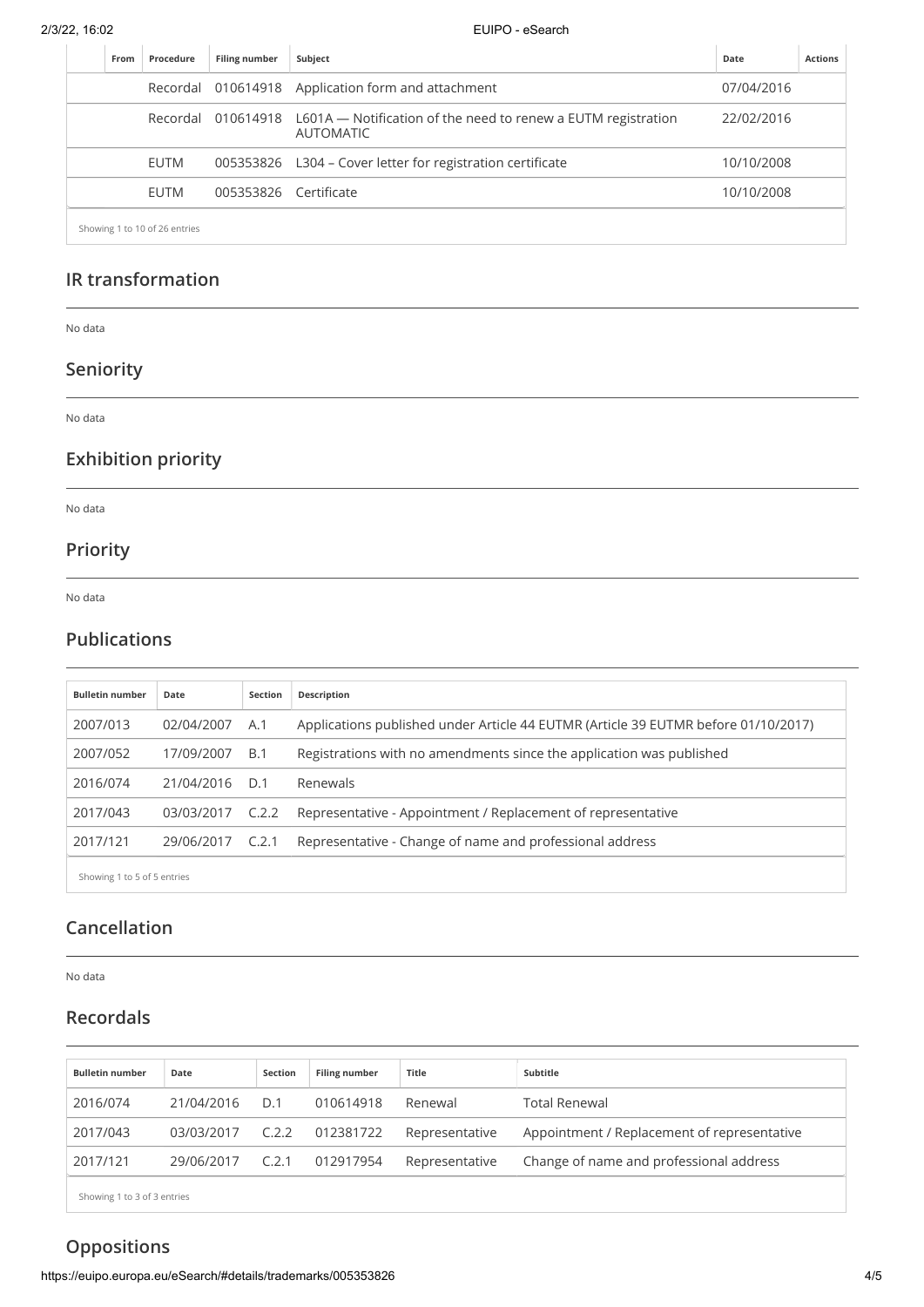| From | Procedure | Filing number | Subject | Date | Actions |
|---|---|---|---|---|---|
| | Recordal | 010614918 | Application form and attachment | 07/04/2016 | |
| | Recordal | 010614918 | L601A — Notification of the need to renew a EUTM registration AUTOMATIC | 22/02/2016 | |
| | EUTM | 005353826 | L304 – Cover letter for registration certificate | 10/10/2008 | |
| | EUTM | 005353826 | Certificate | 10/10/2008 | |

Showing 1 to 10 of 26 entries

## IR transformation

No data

## Seniority

No data

## Exhibition priority

No data

## Priority

No data

## Publications

| Bulletin number | Date | Section | Description |
|---|---|---|---|
| 2007/013 | 02/04/2007 | A.1 | Applications published under Article 44 EUTMR (Article 39 EUTMR before 01/10/2017) |
| 2007/052 | 17/09/2007 | B.1 | Registrations with no amendments since the application was published |
| 2016/074 | 21/04/2016 | D.1 | Renewals |
| 2017/043 | 03/03/2017 | C.2.2 | Representative - Appointment / Replacement of representative |
| 2017/121 | 29/06/2017 | C.2.1 | Representative - Change of name and professional address |

Showing 1 to 5 of 5 entries

## Cancellation

No data

## Recordals

| Bulletin number | Date | Section | Filing number | Title | Subtitle |
|---|---|---|---|---|---|
| 2016/074 | 21/04/2016 | D.1 | 010614918 | Renewal | Total Renewal |
| 2017/043 | 03/03/2017 | C.2.2 | 012381722 | Representative | Appointment / Replacement of representative |
| 2017/121 | 29/06/2017 | C.2.1 | 012917954 | Representative | Change of name and professional address |

Showing 1 to 3 of 3 entries

## Oppositions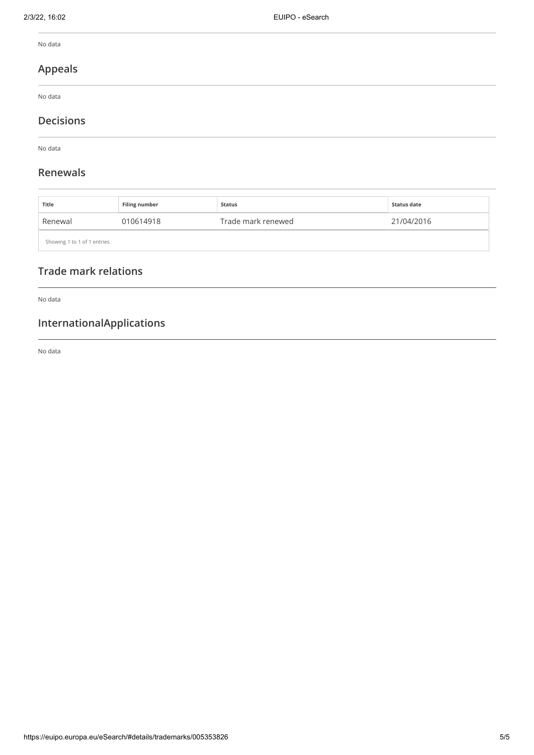No data

## Appeals

No data

## Decisions

No data

## Renewals

| Title | Filing number | Status | Status date |
|---|---|---|---|
| Renewal | 010614918 | Trade mark renewed | 21/04/2016 |

Showing 1 to 1 of 1 entries

## Trade mark relations

No data

## InternationalApplications

No data